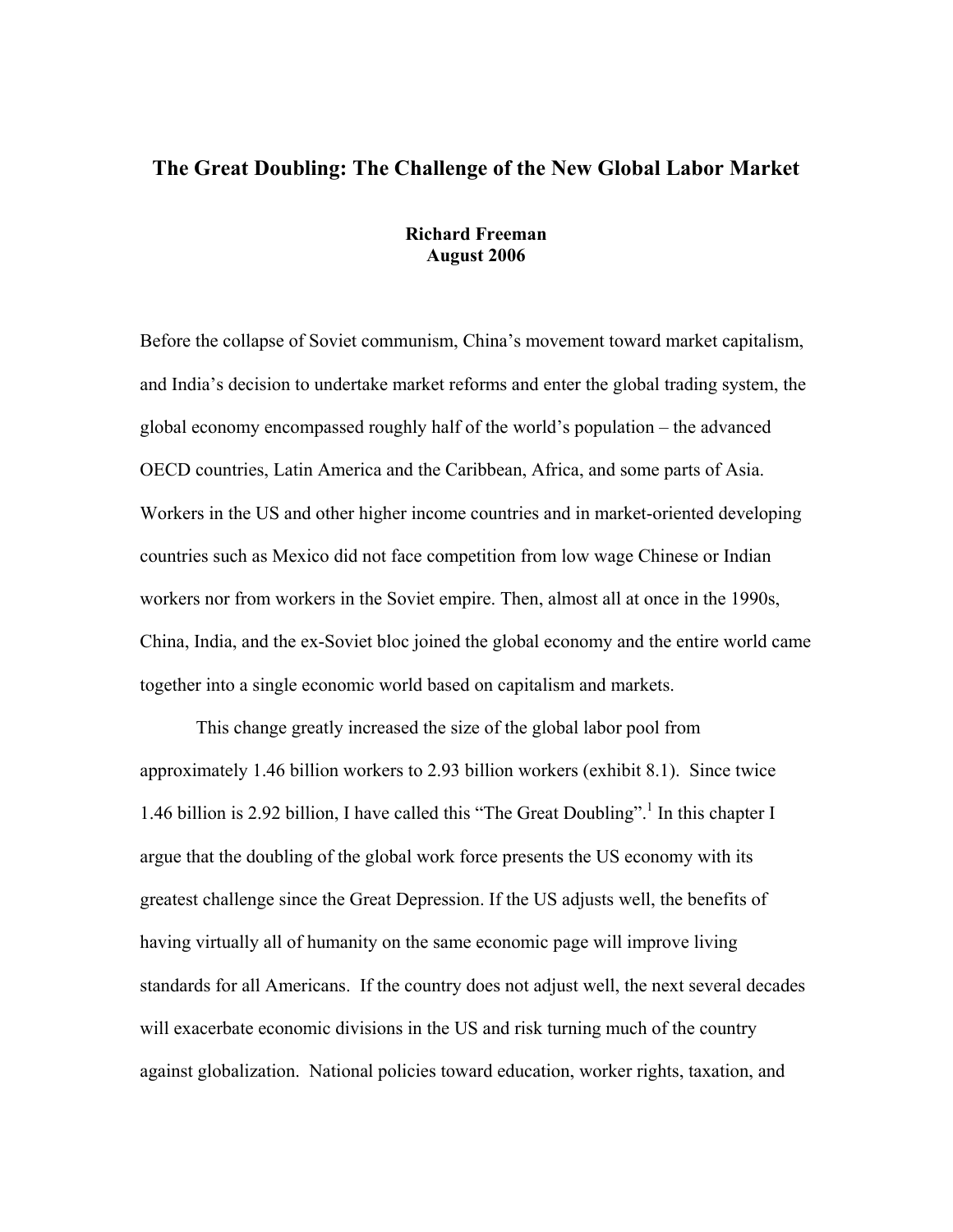# The Great Doubling: The Challenge of the New Global Labor Market

**Richard Freeman**
**August 2006**

Before the collapse of Soviet communism, China's movement toward market capitalism, and India's decision to undertake market reforms and enter the global trading system, the global economy encompassed roughly half of the world's population – the advanced OECD countries, Latin America and the Caribbean, Africa, and some parts of Asia. Workers in the US and other higher income countries and in market-oriented developing countries such as Mexico did not face competition from low wage Chinese or Indian workers nor from workers in the Soviet empire. Then, almost all at once in the 1990s, China, India, and the ex-Soviet bloc joined the global economy and the entire world came together into a single economic world based on capitalism and markets.

This change greatly increased the size of the global labor pool from approximately 1.46 billion workers to 2.93 billion workers (exhibit 8.1). Since twice 1.46 billion is 2.92 billion, I have called this "The Great Doubling".[1] In this chapter I argue that the doubling of the global work force presents the US economy with its greatest challenge since the Great Depression. If the US adjusts well, the benefits of having virtually all of humanity on the same economic page will improve living standards for all Americans. If the country does not adjust well, the next several decades will exacerbate economic divisions in the US and risk turning much of the country against globalization. National policies toward education, worker rights, taxation, and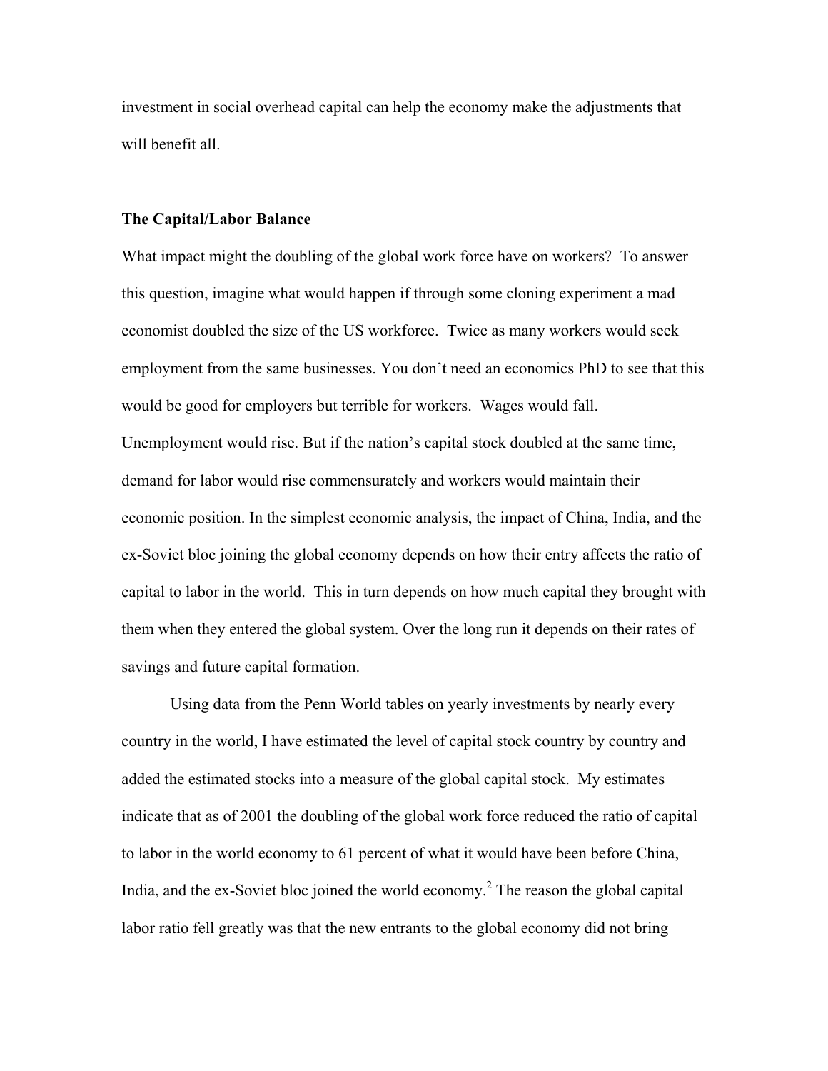investment in social overhead capital can help the economy make the adjustments that will benefit all.

**The Capital/Labor Balance**

What impact might the doubling of the global work force have on workers? To answer this question, imagine what would happen if through some cloning experiment a mad economist doubled the size of the US workforce. Twice as many workers would seek employment from the same businesses. You don't need an economics PhD to see that this would be good for employers but terrible for workers. Wages would fall. Unemployment would rise. But if the nation's capital stock doubled at the same time, demand for labor would rise commensurately and workers would maintain their economic position. In the simplest economic analysis, the impact of China, India, and the ex-Soviet bloc joining the global economy depends on how their entry affects the ratio of capital to labor in the world. This in turn depends on how much capital they brought with them when they entered the global system. Over the long run it depends on their rates of savings and future capital formation.

Using data from the Penn World tables on yearly investments by nearly every country in the world, I have estimated the level of capital stock country by country and added the estimated stocks into a measure of the global capital stock. My estimates indicate that as of 2001 the doubling of the global work force reduced the ratio of capital to labor in the world economy to 61 percent of what it would have been before China, India, and the ex-Soviet bloc joined the world economy.[2] The reason the global capital labor ratio fell greatly was that the new entrants to the global economy did not bring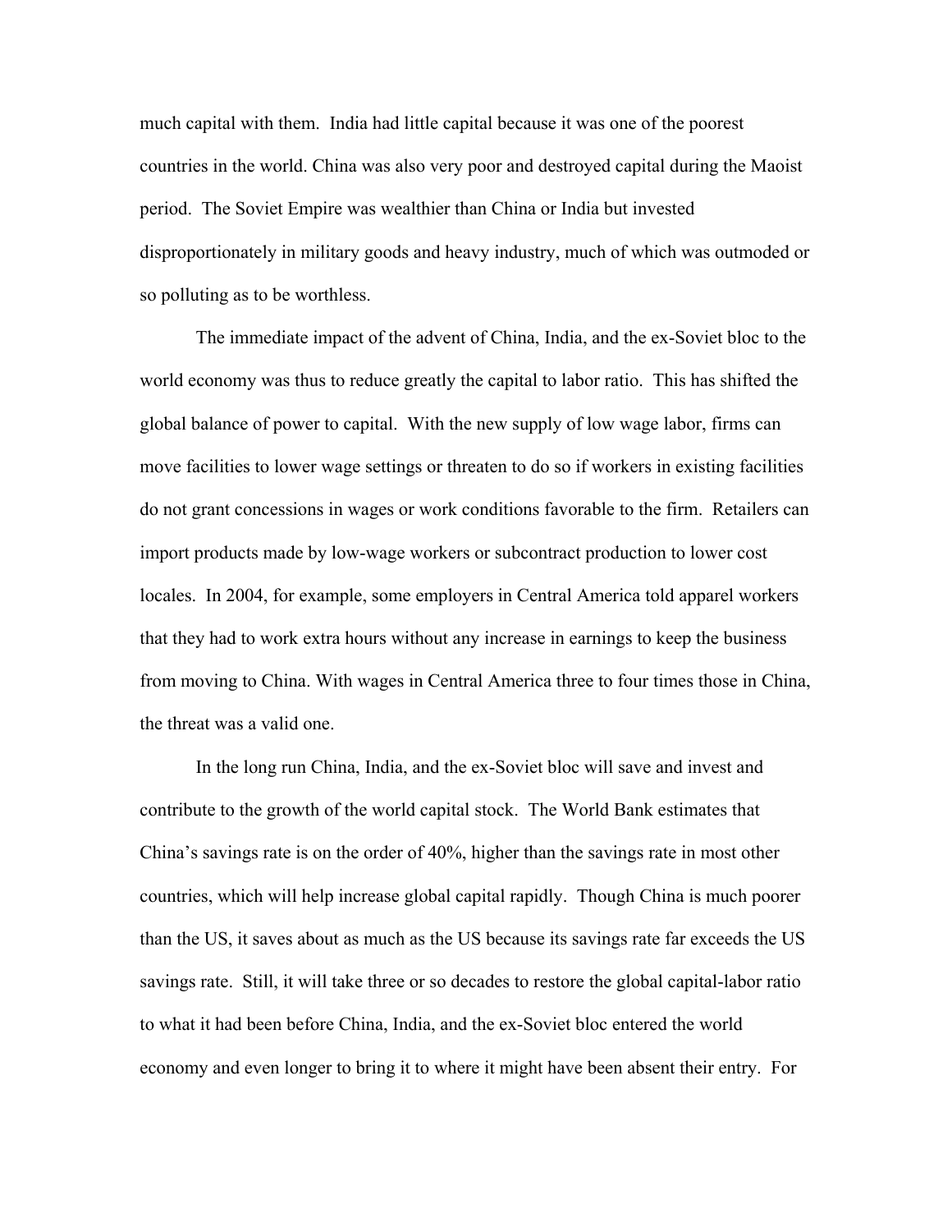much capital with them. India had little capital because it was one of the poorest countries in the world. China was also very poor and destroyed capital during the Maoist period. The Soviet Empire was wealthier than China or India but invested disproportionately in military goods and heavy industry, much of which was outmoded or so polluting as to be worthless.

The immediate impact of the advent of China, India, and the ex-Soviet bloc to the world economy was thus to reduce greatly the capital to labor ratio. This has shifted the global balance of power to capital. With the new supply of low wage labor, firms can move facilities to lower wage settings or threaten to do so if workers in existing facilities do not grant concessions in wages or work conditions favorable to the firm. Retailers can import products made by low-wage workers or subcontract production to lower cost locales. In 2004, for example, some employers in Central America told apparel workers that they had to work extra hours without any increase in earnings to keep the business from moving to China. With wages in Central America three to four times those in China, the threat was a valid one.

In the long run China, India, and the ex-Soviet bloc will save and invest and contribute to the growth of the world capital stock. The World Bank estimates that China's savings rate is on the order of 40%, higher than the savings rate in most other countries, which will help increase global capital rapidly. Though China is much poorer than the US, it saves about as much as the US because its savings rate far exceeds the US savings rate. Still, it will take three or so decades to restore the global capital-labor ratio to what it had been before China, India, and the ex-Soviet bloc entered the world economy and even longer to bring it to where it might have been absent their entry. For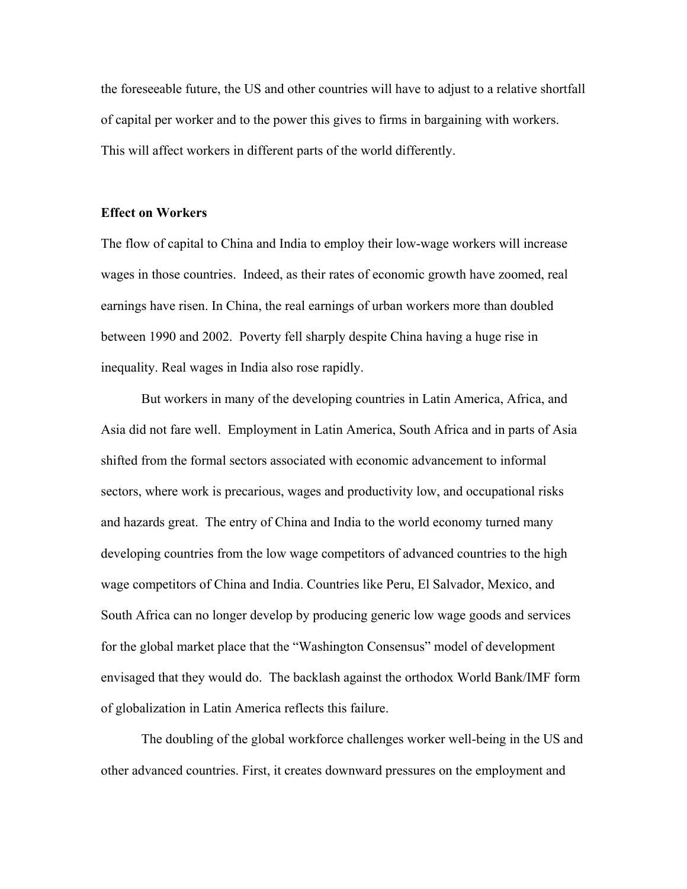the foreseeable future, the US and other countries will have to adjust to a relative shortfall of capital per worker and to the power this gives to firms in bargaining with workers. This will affect workers in different parts of the world differently.

**Effect on Workers**

The flow of capital to China and India to employ their low-wage workers will increase wages in those countries. Indeed, as their rates of economic growth have zoomed, real earnings have risen. In China, the real earnings of urban workers more than doubled between 1990 and 2002. Poverty fell sharply despite China having a huge rise in inequality. Real wages in India also rose rapidly.

But workers in many of the developing countries in Latin America, Africa, and Asia did not fare well. Employment in Latin America, South Africa and in parts of Asia shifted from the formal sectors associated with economic advancement to informal sectors, where work is precarious, wages and productivity low, and occupational risks and hazards great. The entry of China and India to the world economy turned many developing countries from the low wage competitors of advanced countries to the high wage competitors of China and India. Countries like Peru, El Salvador, Mexico, and South Africa can no longer develop by producing generic low wage goods and services for the global market place that the "Washington Consensus" model of development envisaged that they would do. The backlash against the orthodox World Bank/IMF form of globalization in Latin America reflects this failure.

The doubling of the global workforce challenges worker well-being in the US and other advanced countries. First, it creates downward pressures on the employment and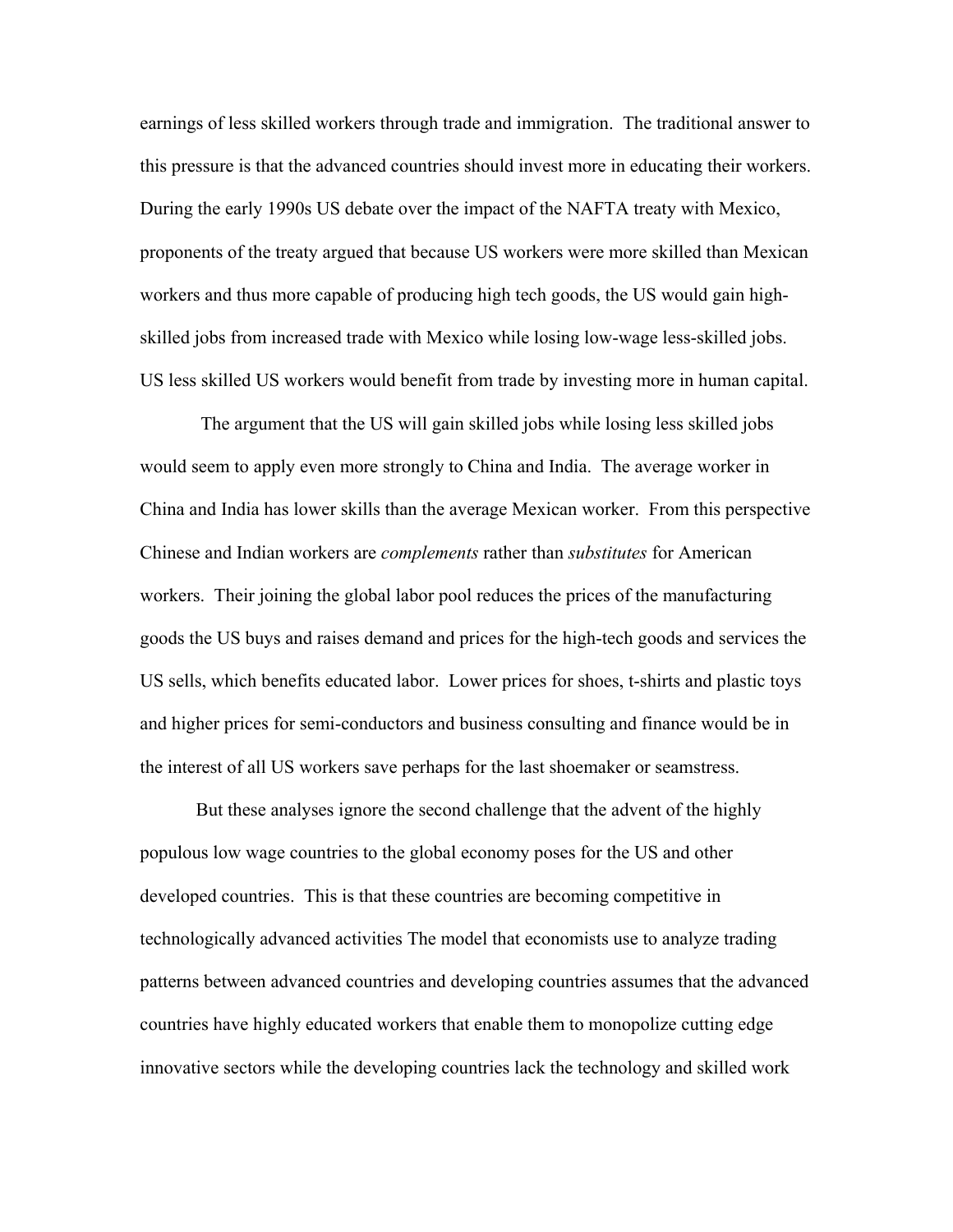earnings of less skilled workers through trade and immigration. The traditional answer to this pressure is that the advanced countries should invest more in educating their workers. During the early 1990s US debate over the impact of the NAFTA treaty with Mexico, proponents of the treaty argued that because US workers were more skilled than Mexican workers and thus more capable of producing high tech goods, the US would gain high-skilled jobs from increased trade with Mexico while losing low-wage less-skilled jobs. US less skilled US workers would benefit from trade by investing more in human capital.

The argument that the US will gain skilled jobs while losing less skilled jobs would seem to apply even more strongly to China and India. The average worker in China and India has lower skills than the average Mexican worker. From this perspective Chinese and Indian workers are *complements* rather than *substitutes* for American workers. Their joining the global labor pool reduces the prices of the manufacturing goods the US buys and raises demand and prices for the high-tech goods and services the US sells, which benefits educated labor. Lower prices for shoes, t-shirts and plastic toys and higher prices for semi-conductors and business consulting and finance would be in the interest of all US workers save perhaps for the last shoemaker or seamstress.

But these analyses ignore the second challenge that the advent of the highly populous low wage countries to the global economy poses for the US and other developed countries. This is that these countries are becoming competitive in technologically advanced activities The model that economists use to analyze trading patterns between advanced countries and developing countries assumes that the advanced countries have highly educated workers that enable them to monopolize cutting edge innovative sectors while the developing countries lack the technology and skilled work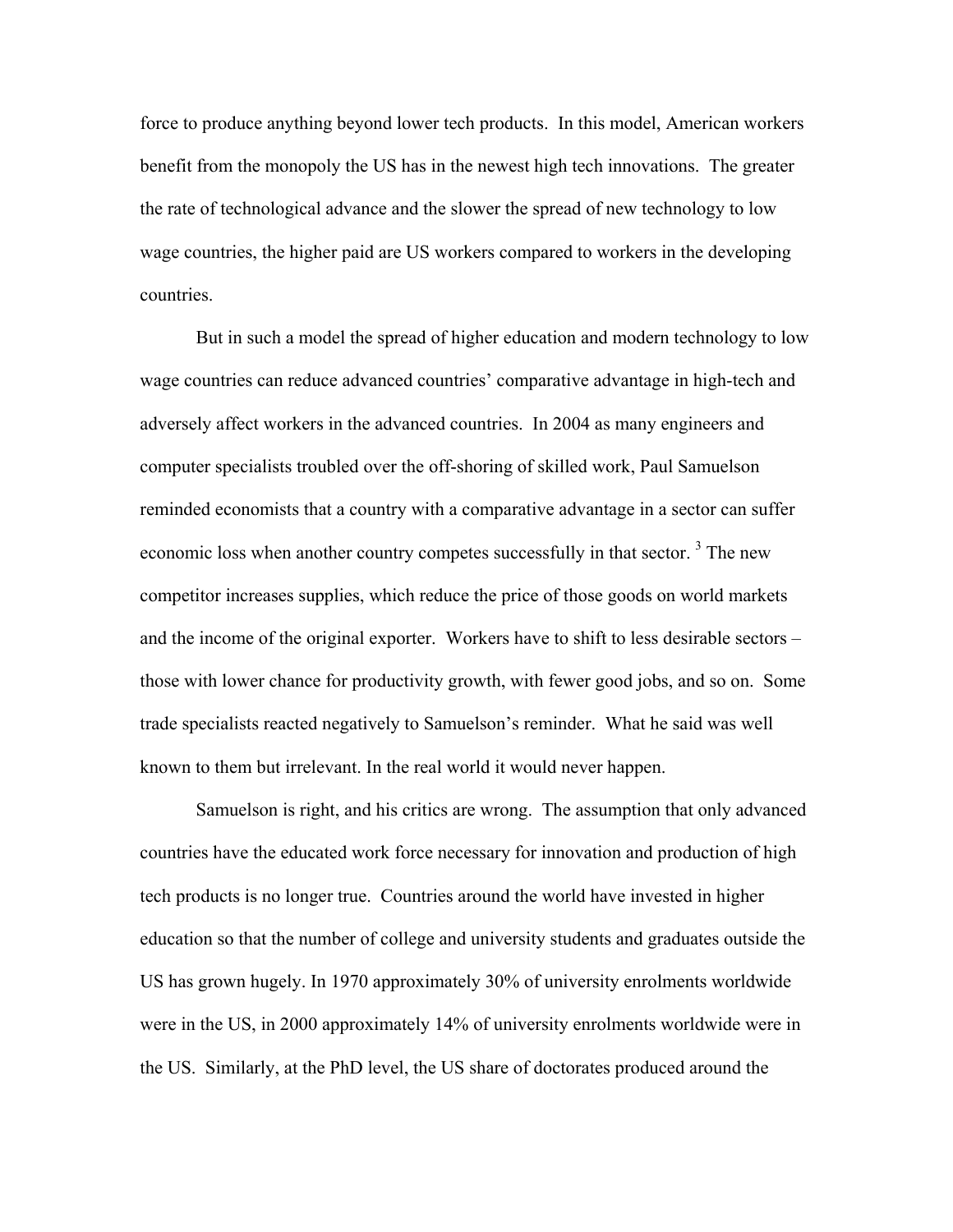force to produce anything beyond lower tech products. In this model, American workers benefit from the monopoly the US has in the newest high tech innovations. The greater the rate of technological advance and the slower the spread of new technology to low wage countries, the higher paid are US workers compared to workers in the developing countries.

But in such a model the spread of higher education and modern technology to low wage countries can reduce advanced countries' comparative advantage in high-tech and adversely affect workers in the advanced countries. In 2004 as many engineers and computer specialists troubled over the off-shoring of skilled work, Paul Samuelson reminded economists that a country with a comparative advantage in a sector can suffer economic loss when another country competes successfully in that sector. [3] The new competitor increases supplies, which reduce the price of those goods on world markets and the income of the original exporter. Workers have to shift to less desirable sectors – those with lower chance for productivity growth, with fewer good jobs, and so on. Some trade specialists reacted negatively to Samuelson's reminder. What he said was well known to them but irrelevant. In the real world it would never happen.

Samuelson is right, and his critics are wrong. The assumption that only advanced countries have the educated work force necessary for innovation and production of high tech products is no longer true. Countries around the world have invested in higher education so that the number of college and university students and graduates outside the US has grown hugely. In 1970 approximately 30% of university enrolments worldwide were in the US, in 2000 approximately 14% of university enrolments worldwide were in the US. Similarly, at the PhD level, the US share of doctorates produced around the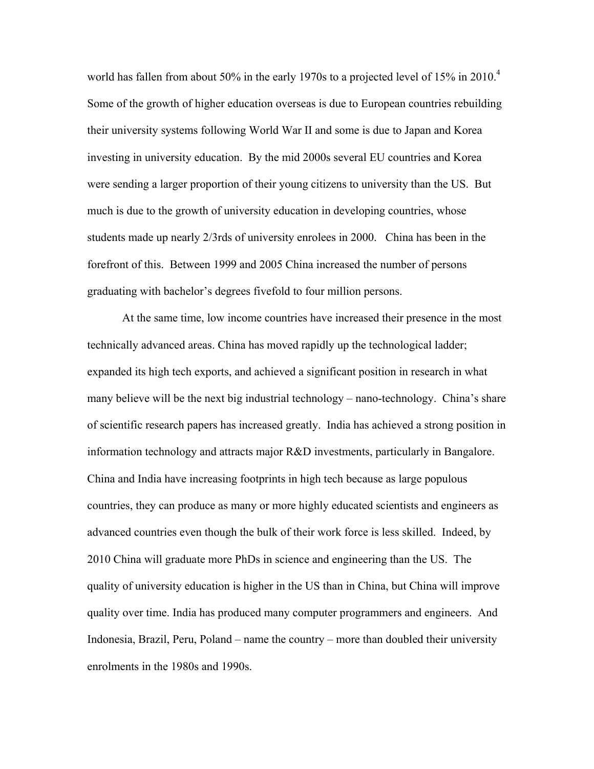world has fallen from about 50% in the early 1970s to a projected level of 15% in 2010.[4] Some of the growth of higher education overseas is due to European countries rebuilding their university systems following World War II and some is due to Japan and Korea investing in university education. By the mid 2000s several EU countries and Korea were sending a larger proportion of their young citizens to university than the US. But much is due to the growth of university education in developing countries, whose students made up nearly 2/3rds of university enrolees in 2000. China has been in the forefront of this. Between 1999 and 2005 China increased the number of persons graduating with bachelor's degrees fivefold to four million persons.

At the same time, low income countries have increased their presence in the most technically advanced areas. China has moved rapidly up the technological ladder; expanded its high tech exports, and achieved a significant position in research in what many believe will be the next big industrial technology – nano-technology. China's share of scientific research papers has increased greatly. India has achieved a strong position in information technology and attracts major R&D investments, particularly in Bangalore. China and India have increasing footprints in high tech because as large populous countries, they can produce as many or more highly educated scientists and engineers as advanced countries even though the bulk of their work force is less skilled. Indeed, by 2010 China will graduate more PhDs in science and engineering than the US. The quality of university education is higher in the US than in China, but China will improve quality over time. India has produced many computer programmers and engineers. And Indonesia, Brazil, Peru, Poland – name the country – more than doubled their university enrolments in the 1980s and 1990s.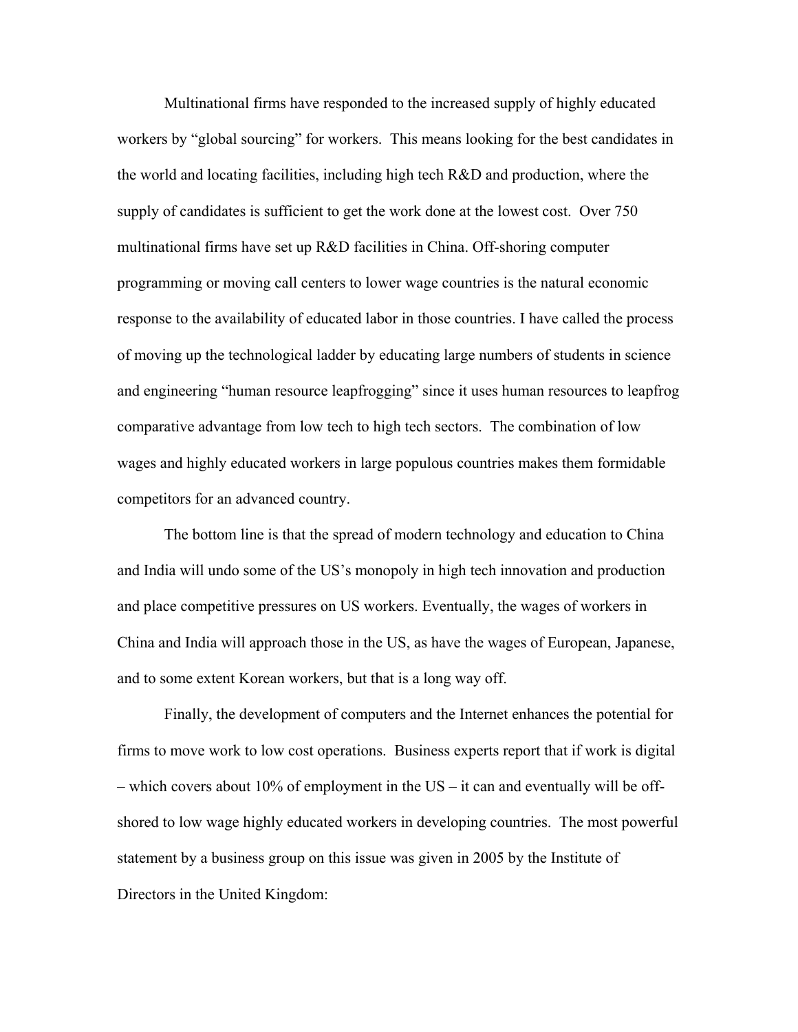Multinational firms have responded to the increased supply of highly educated workers by "global sourcing" for workers. This means looking for the best candidates in the world and locating facilities, including high tech R&D and production, where the supply of candidates is sufficient to get the work done at the lowest cost. Over 750 multinational firms have set up R&D facilities in China. Off-shoring computer programming or moving call centers to lower wage countries is the natural economic response to the availability of educated labor in those countries. I have called the process of moving up the technological ladder by educating large numbers of students in science and engineering "human resource leapfrogging" since it uses human resources to leapfrog comparative advantage from low tech to high tech sectors. The combination of low wages and highly educated workers in large populous countries makes them formidable competitors for an advanced country.

The bottom line is that the spread of modern technology and education to China and India will undo some of the US's monopoly in high tech innovation and production and place competitive pressures on US workers. Eventually, the wages of workers in China and India will approach those in the US, as have the wages of European, Japanese, and to some extent Korean workers, but that is a long way off.

Finally, the development of computers and the Internet enhances the potential for firms to move work to low cost operations. Business experts report that if work is digital – which covers about 10% of employment in the US – it can and eventually will be off-shored to low wage highly educated workers in developing countries. The most powerful statement by a business group on this issue was given in 2005 by the Institute of Directors in the United Kingdom: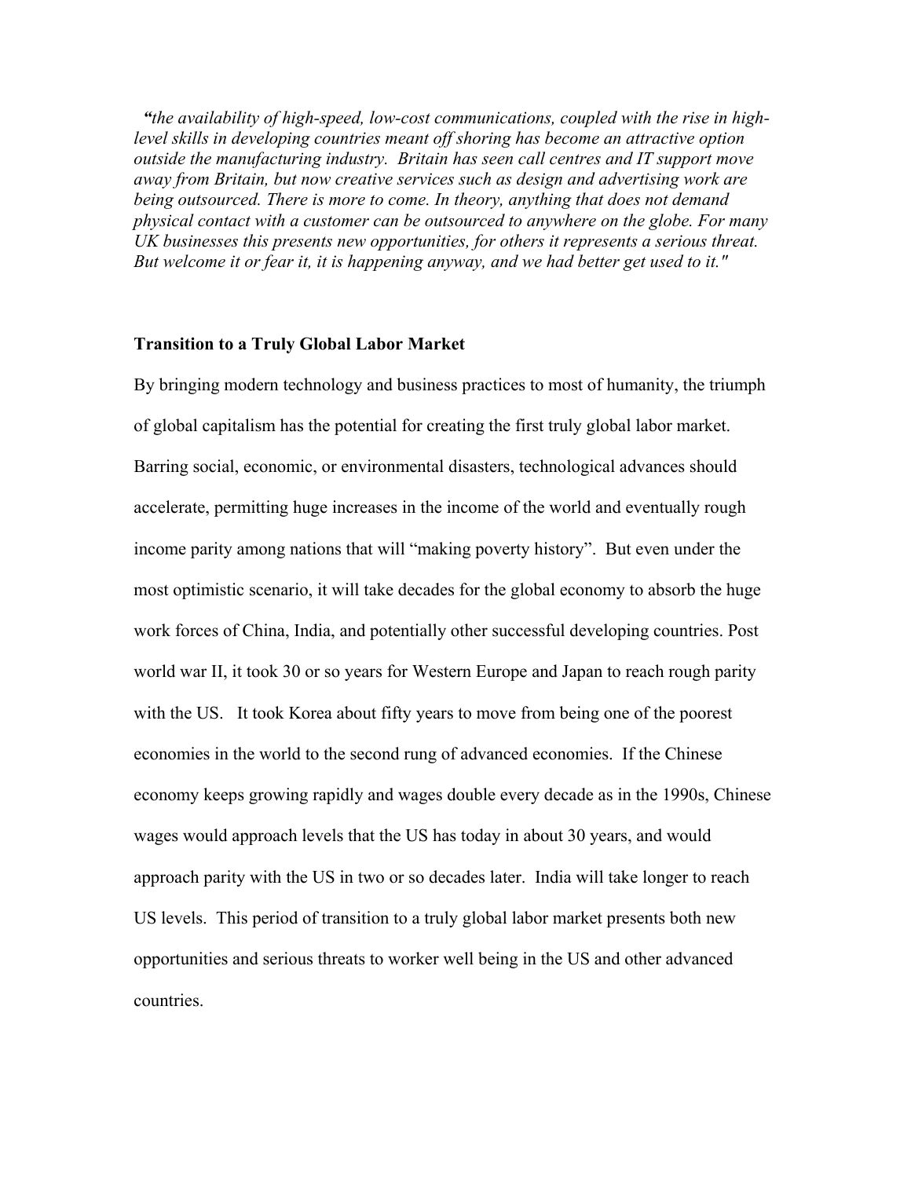*"the availability of high-speed, low-cost communications, coupled with the rise in high-level skills in developing countries meant off shoring has become an attractive option outside the manufacturing industry. Britain has seen call centres and IT support move away from Britain, but now creative services such as design and advertising work are being outsourced. There is more to come. In theory, anything that does not demand physical contact with a customer can be outsourced to anywhere on the globe. For many UK businesses this presents new opportunities, for others it represents a serious threat. But welcome it or fear it, it is happening anyway, and we had better get used to it."*

**Transition to a Truly Global Labor Market**

By bringing modern technology and business practices to most of humanity, the triumph of global capitalism has the potential for creating the first truly global labor market. Barring social, economic, or environmental disasters, technological advances should accelerate, permitting huge increases in the income of the world and eventually rough income parity among nations that will "making poverty history". But even under the most optimistic scenario, it will take decades for the global economy to absorb the huge work forces of China, India, and potentially other successful developing countries. Post world war II, it took 30 or so years for Western Europe and Japan to reach rough parity with the US. It took Korea about fifty years to move from being one of the poorest economies in the world to the second rung of advanced economies. If the Chinese economy keeps growing rapidly and wages double every decade as in the 1990s, Chinese wages would approach levels that the US has today in about 30 years, and would approach parity with the US in two or so decades later. India will take longer to reach US levels. This period of transition to a truly global labor market presents both new opportunities and serious threats to worker well being in the US and other advanced countries.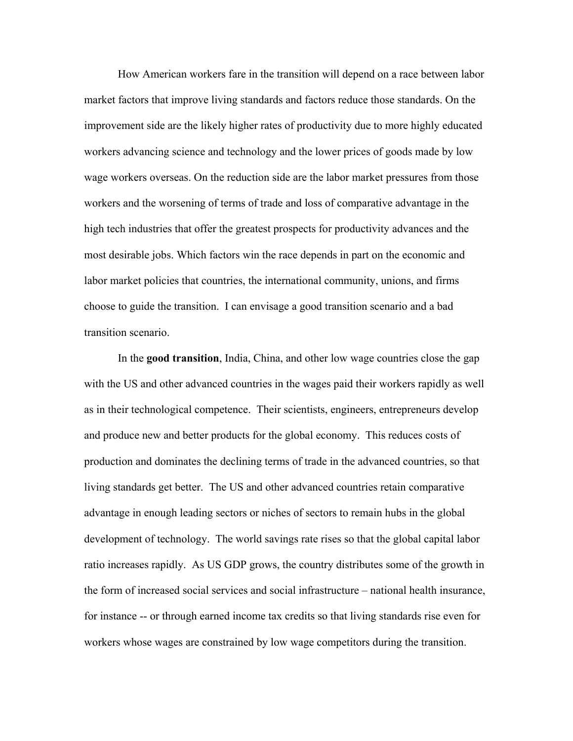How American workers fare in the transition will depend on a race between labor market factors that improve living standards and factors reduce those standards. On the improvement side are the likely higher rates of productivity due to more highly educated workers advancing science and technology and the lower prices of goods made by low wage workers overseas. On the reduction side are the labor market pressures from those workers and the worsening of terms of trade and loss of comparative advantage in the high tech industries that offer the greatest prospects for productivity advances and the most desirable jobs. Which factors win the race depends in part on the economic and labor market policies that countries, the international community, unions, and firms choose to guide the transition. I can envisage a good transition scenario and a bad transition scenario.

In the **good transition**, India, China, and other low wage countries close the gap with the US and other advanced countries in the wages paid their workers rapidly as well as in their technological competence. Their scientists, engineers, entrepreneurs develop and produce new and better products for the global economy. This reduces costs of production and dominates the declining terms of trade in the advanced countries, so that living standards get better. The US and other advanced countries retain comparative advantage in enough leading sectors or niches of sectors to remain hubs in the global development of technology. The world savings rate rises so that the global capital labor ratio increases rapidly. As US GDP grows, the country distributes some of the growth in the form of increased social services and social infrastructure – national health insurance, for instance -- or through earned income tax credits so that living standards rise even for workers whose wages are constrained by low wage competitors during the transition.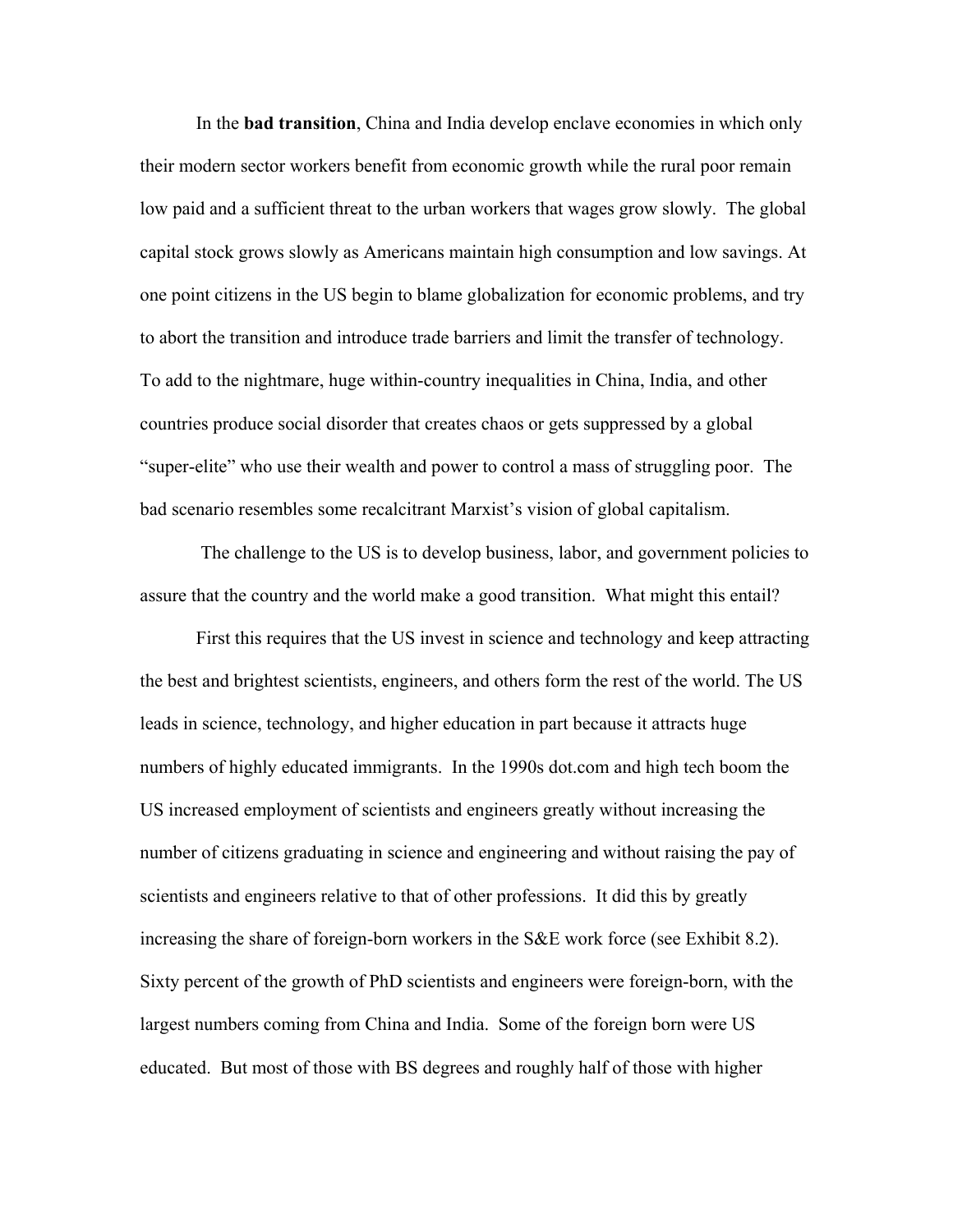In the **bad transition**, China and India develop enclave economies in which only their modern sector workers benefit from economic growth while the rural poor remain low paid and a sufficient threat to the urban workers that wages grow slowly. The global capital stock grows slowly as Americans maintain high consumption and low savings. At one point citizens in the US begin to blame globalization for economic problems, and try to abort the transition and introduce trade barriers and limit the transfer of technology. To add to the nightmare, huge within-country inequalities in China, India, and other countries produce social disorder that creates chaos or gets suppressed by a global "super-elite" who use their wealth and power to control a mass of struggling poor. The bad scenario resembles some recalcitrant Marxist's vision of global capitalism.

The challenge to the US is to develop business, labor, and government policies to assure that the country and the world make a good transition. What might this entail?

First this requires that the US invest in science and technology and keep attracting the best and brightest scientists, engineers, and others form the rest of the world. The US leads in science, technology, and higher education in part because it attracts huge numbers of highly educated immigrants. In the 1990s dot.com and high tech boom the US increased employment of scientists and engineers greatly without increasing the number of citizens graduating in science and engineering and without raising the pay of scientists and engineers relative to that of other professions. It did this by greatly increasing the share of foreign-born workers in the S&E work force (see Exhibit 8.2). Sixty percent of the growth of PhD scientists and engineers were foreign-born, with the largest numbers coming from China and India. Some of the foreign born were US educated. But most of those with BS degrees and roughly half of those with higher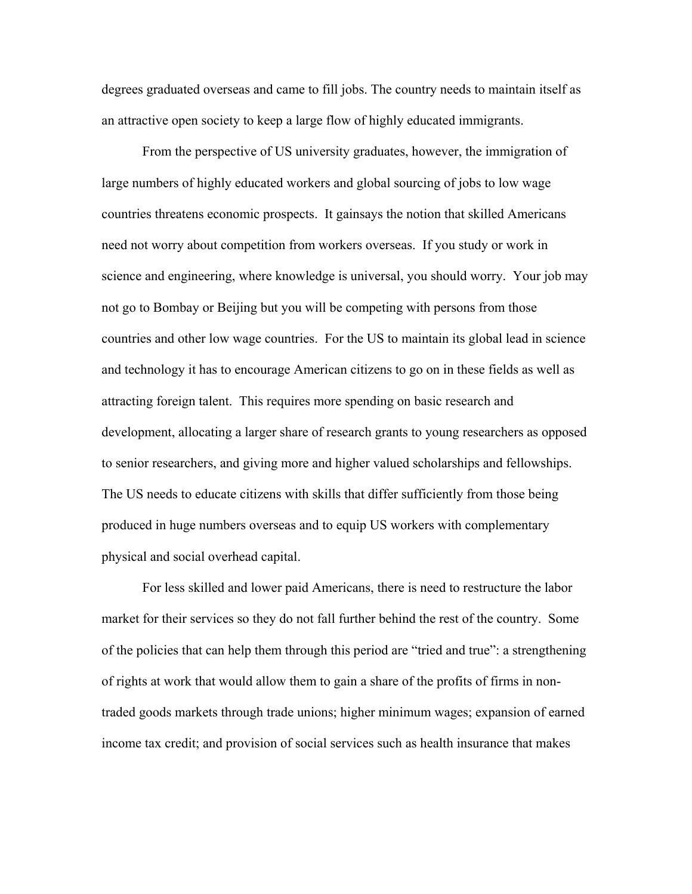degrees graduated overseas and came to fill jobs. The country needs to maintain itself as an attractive open society to keep a large flow of highly educated immigrants.

From the perspective of US university graduates, however, the immigration of large numbers of highly educated workers and global sourcing of jobs to low wage countries threatens economic prospects. It gainsays the notion that skilled Americans need not worry about competition from workers overseas. If you study or work in science and engineering, where knowledge is universal, you should worry. Your job may not go to Bombay or Beijing but you will be competing with persons from those countries and other low wage countries. For the US to maintain its global lead in science and technology it has to encourage American citizens to go on in these fields as well as attracting foreign talent. This requires more spending on basic research and development, allocating a larger share of research grants to young researchers as opposed to senior researchers, and giving more and higher valued scholarships and fellowships. The US needs to educate citizens with skills that differ sufficiently from those being produced in huge numbers overseas and to equip US workers with complementary physical and social overhead capital.

For less skilled and lower paid Americans, there is need to restructure the labor market for their services so they do not fall further behind the rest of the country. Some of the policies that can help them through this period are "tried and true": a strengthening of rights at work that would allow them to gain a share of the profits of firms in non-traded goods markets through trade unions; higher minimum wages; expansion of earned income tax credit; and provision of social services such as health insurance that makes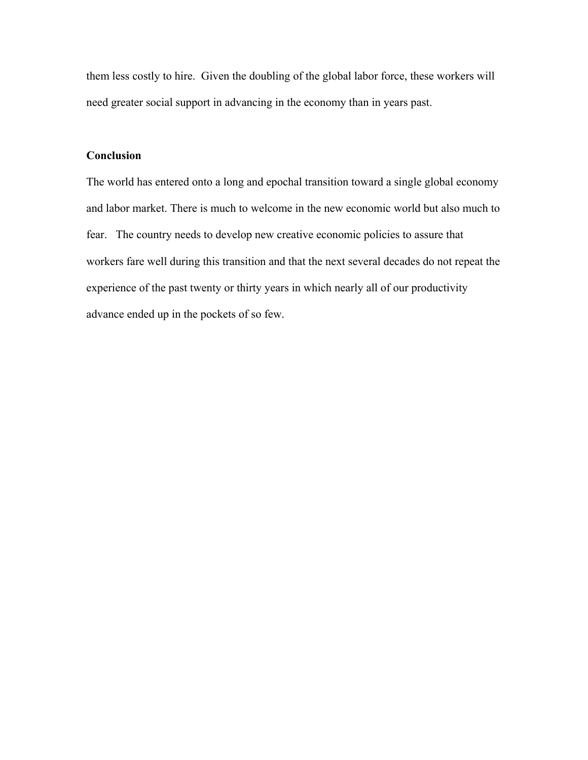them less costly to hire. Given the doubling of the global labor force, these workers will need greater social support in advancing in the economy than in years past.

## Conclusion

The world has entered onto a long and epochal transition toward a single global economy and labor market. There is much to welcome in the new economic world but also much to fear. The country needs to develop new creative economic policies to assure that workers fare well during this transition and that the next several decades do not repeat the experience of the past twenty or thirty years in which nearly all of our productivity advance ended up in the pockets of so few.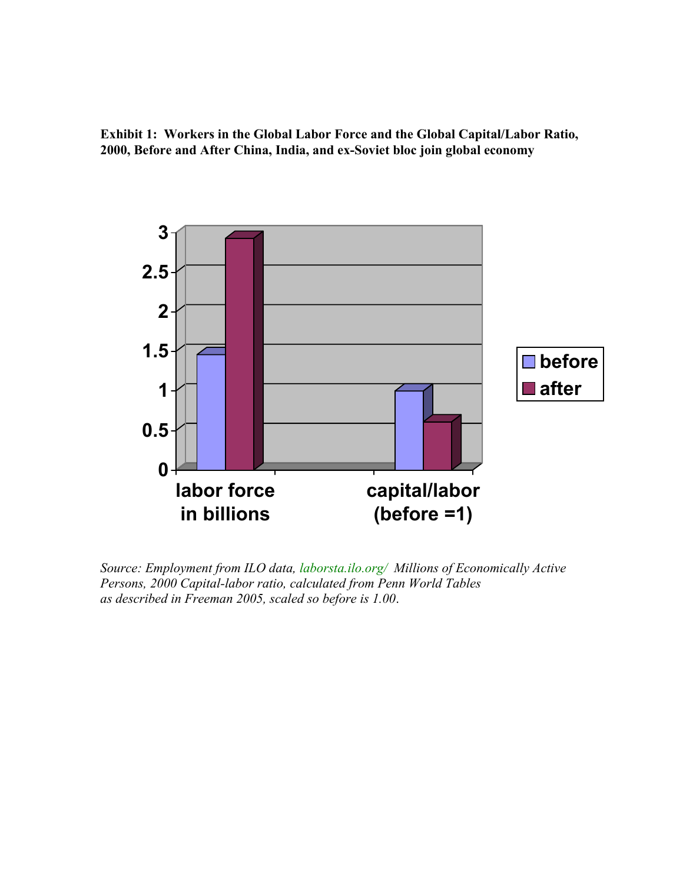**Exhibit 1: Workers in the Global Labor Force and the Global Capital/Labor Ratio, 2000, Before and After China, India, and ex-Soviet bloc join global economy**

*Source: Employment from ILO data, laborsta.ilo.org/ Millions of Economically Active Persons, 2000 Capital-labor ratio, calculated from Penn World Tables as described in Freeman 2005, scaled so before is 1.00.*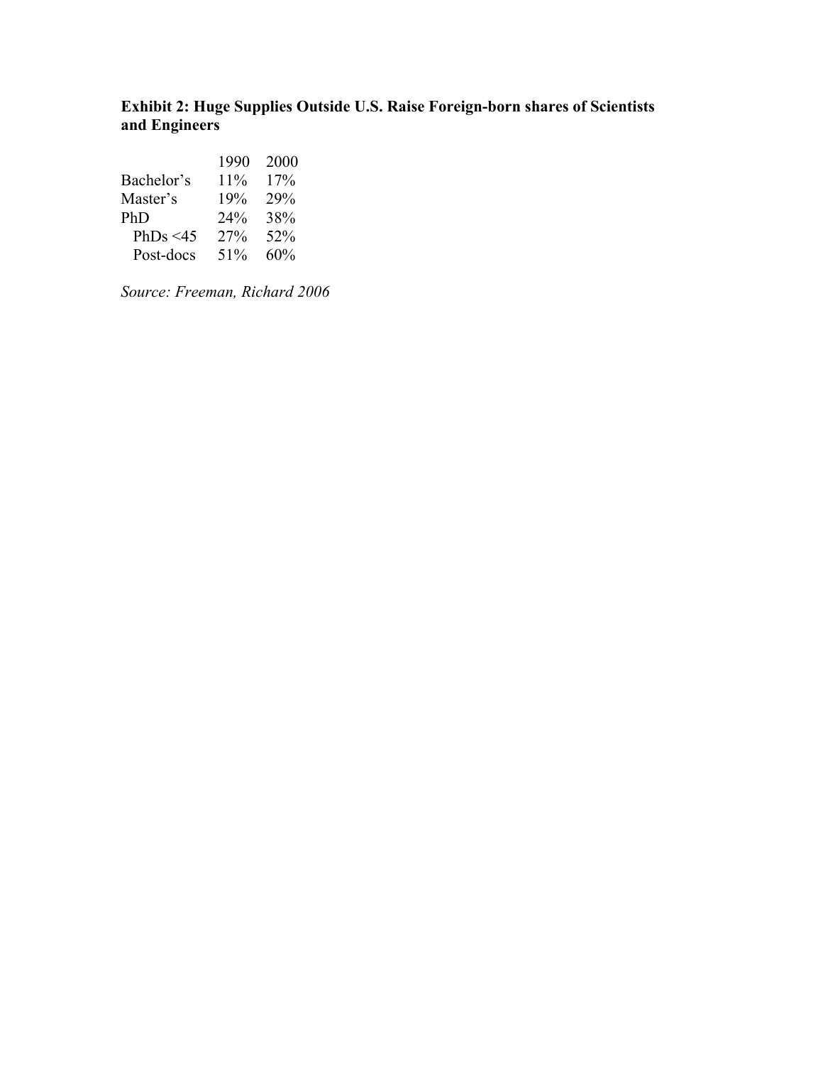**Exhibit 2: Huge Supplies Outside U.S. Raise Foreign-born shares of Scientists and Engineers**

| | 1990 | 2000 |
|---|---|---|
| Bachelor's | 11% | 17% |
| Master's | 19% | 29% |
| PhD | 24% | 38% |
| PhDs <45 | 27% | 52% |
| Post-docs | 51% | 60% |

*Source: Freeman, Richard 2006*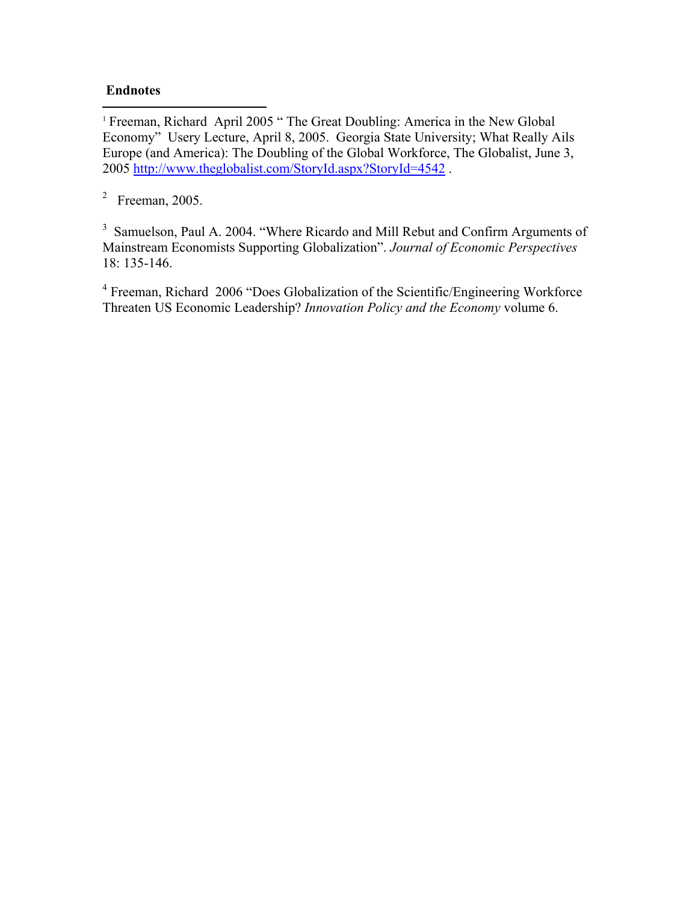**Endnotes**

[1] Freeman, Richard April 2005 " The Great Doubling: America in the New Global Economy" Usery Lecture, April 8, 2005. Georgia State University; What Really Ails Europe (and America): The Doubling of the Global Workforce, The Globalist, June 3, 2005 http://www.theglobalist.com/StoryId.aspx?StoryId=4542 .

[2] Freeman, 2005.

[3] Samuelson, Paul A. 2004. "Where Ricardo and Mill Rebut and Confirm Arguments of Mainstream Economists Supporting Globalization". *Journal of Economic Perspectives* 18: 135-146.

[4] Freeman, Richard 2006 "Does Globalization of the Scientific/Engineering Workforce Threaten US Economic Leadership? *Innovation Policy and the Economy* volume 6.